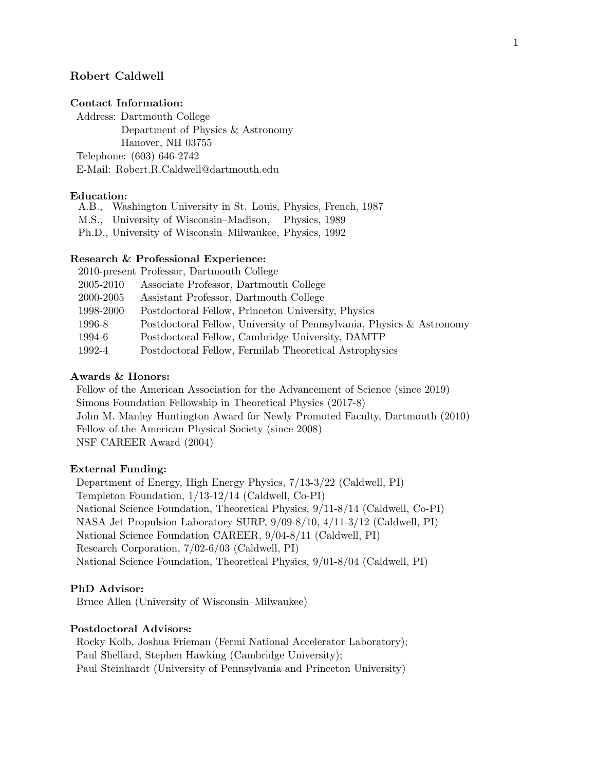# Robert Caldwell

## Contact Information:

Address: Dartmouth College
Department of Physics & Astronomy
Hanover, NH 03755
Telephone: (603) 646-2742
E-Mail: Robert.R.Caldwell@dartmouth.edu

## Education:

A.B., Washington University in St. Louis, Physics, French, 1987
M.S., University of Wisconsin–Madison, Physics, 1989
Ph.D., University of Wisconsin–Milwaukee, Physics, 1992

## Research & Professional Experience:

2010-present Professor, Dartmouth College
2005-2010 Associate Professor, Dartmouth College
2000-2005 Assistant Professor, Dartmouth College
1998-2000 Postdoctoral Fellow, Princeton University, Physics
1996-8 Postdoctoral Fellow, University of Pennsylvania, Physics & Astronomy
1994-6 Postdoctoral Fellow, Cambridge University, DAMTP
1992-4 Postdoctoral Fellow, Fermilab Theoretical Astrophysics

## Awards & Honors:

Fellow of the American Association for the Advancement of Science (since 2019)
Simons Foundation Fellowship in Theoretical Physics (2017-8)
John M. Manley Huntington Award for Newly Promoted Faculty, Dartmouth (2010)
Fellow of the American Physical Society (since 2008)
NSF CAREER Award (2004)

## External Funding:

Department of Energy, High Energy Physics, 7/13-3/22 (Caldwell, PI)
Templeton Foundation, 1/13-12/14 (Caldwell, Co-PI)
National Science Foundation, Theoretical Physics, 9/11-8/14 (Caldwell, Co-PI)
NASA Jet Propulsion Laboratory SURP, 9/09-8/10, 4/11-3/12 (Caldwell, PI)
National Science Foundation CAREER, 9/04-8/11 (Caldwell, PI)
Research Corporation, 7/02-6/03 (Caldwell, PI)
National Science Foundation, Theoretical Physics, 9/01-8/04 (Caldwell, PI)

## PhD Advisor:

Bruce Allen (University of Wisconsin–Milwaukee)

## Postdoctoral Advisors:

Rocky Kolb, Joshua Frieman (Fermi National Accelerator Laboratory);
Paul Shellard, Stephen Hawking (Cambridge University);
Paul Steinhardt (University of Pennsylvania and Princeton University)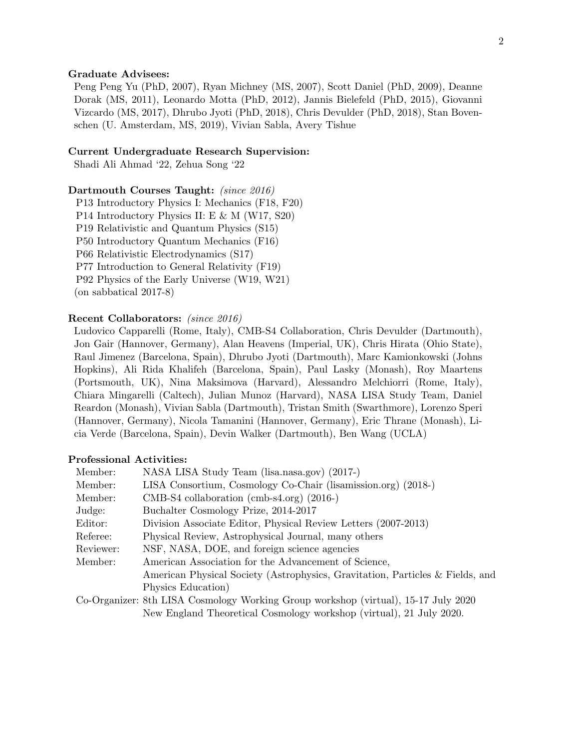**Graduate Advisees:**

Peng Peng Yu (PhD, 2007), Ryan Michney (MS, 2007), Scott Daniel (PhD, 2009), Deanne Dorak (MS, 2011), Leonardo Motta (PhD, 2012), Jannis Bielefeld (PhD, 2015), Giovanni Vizcardo (MS, 2017), Dhrubo Jyoti (PhD, 2018), Chris Devulder (PhD, 2018), Stan Bovenschen (U. Amsterdam, MS, 2019), Vivian Sabla, Avery Tishue

**Current Undergraduate Research Supervision:**

Shadi Ali Ahmad '22, Zehua Song '22

**Dartmouth Courses Taught:** *(since 2016)*

P13 Introductory Physics I: Mechanics (F18, F20)
P14 Introductory Physics II: E & M (W17, S20)
P19 Relativistic and Quantum Physics (S15)
P50 Introductory Quantum Mechanics (F16)
P66 Relativistic Electrodynamics (S17)
P77 Introduction to General Relativity (F19)
P92 Physics of the Early Universe (W19, W21)
(on sabbatical 2017-8)

**Recent Collaborators:** *(since 2016)*

Ludovico Capparelli (Rome, Italy), CMB-S4 Collaboration, Chris Devulder (Dartmouth), Jon Gair (Hannover, Germany), Alan Heavens (Imperial, UK), Chris Hirata (Ohio State), Raul Jimenez (Barcelona, Spain), Dhrubo Jyoti (Dartmouth), Marc Kamionkowski (Johns Hopkins), Ali Rida Khalifeh (Barcelona, Spain), Paul Lasky (Monash), Roy Maartens (Portsmouth, UK), Nina Maksimova (Harvard), Alessandro Melchiorri (Rome, Italy), Chiara Mingarelli (Caltech), Julian Munoz (Harvard), NASA LISA Study Team, Daniel Reardon (Monash), Vivian Sabla (Dartmouth), Tristan Smith (Swarthmore), Lorenzo Speri (Hannover, Germany), Nicola Tamanini (Hannover, Germany), Eric Thrane (Monash), Licia Verde (Barcelona, Spain), Devin Walker (Dartmouth), Ben Wang (UCLA)

**Professional Activities:**

| | |
|---|---|
| Member: | NASA LISA Study Team (lisa.nasa.gov) (2017-) |
| Member: | LISA Consortium, Cosmology Co-Chair (lisamission.org) (2018-) |
| Member: | CMB-S4 collaboration (cmb-s4.org) (2016-) |
| Judge: | Buchalter Cosmology Prize, 2014-2017 |
| Editor: | Division Associate Editor, Physical Review Letters (2007-2013) |
| Referee: | Physical Review, Astrophysical Journal, many others |
| Reviewer: | NSF, NASA, DOE, and foreign science agencies |
| Member: | American Association for the Advancement of Science, American Physical Society (Astrophysics, Gravitation, Particles & Fields, and Physics Education) |
| Co-Organizer: | 8th LISA Cosmology Working Group workshop (virtual), 15-17 July 2020 |
| | New England Theoretical Cosmology workshop (virtual), 21 July 2020. |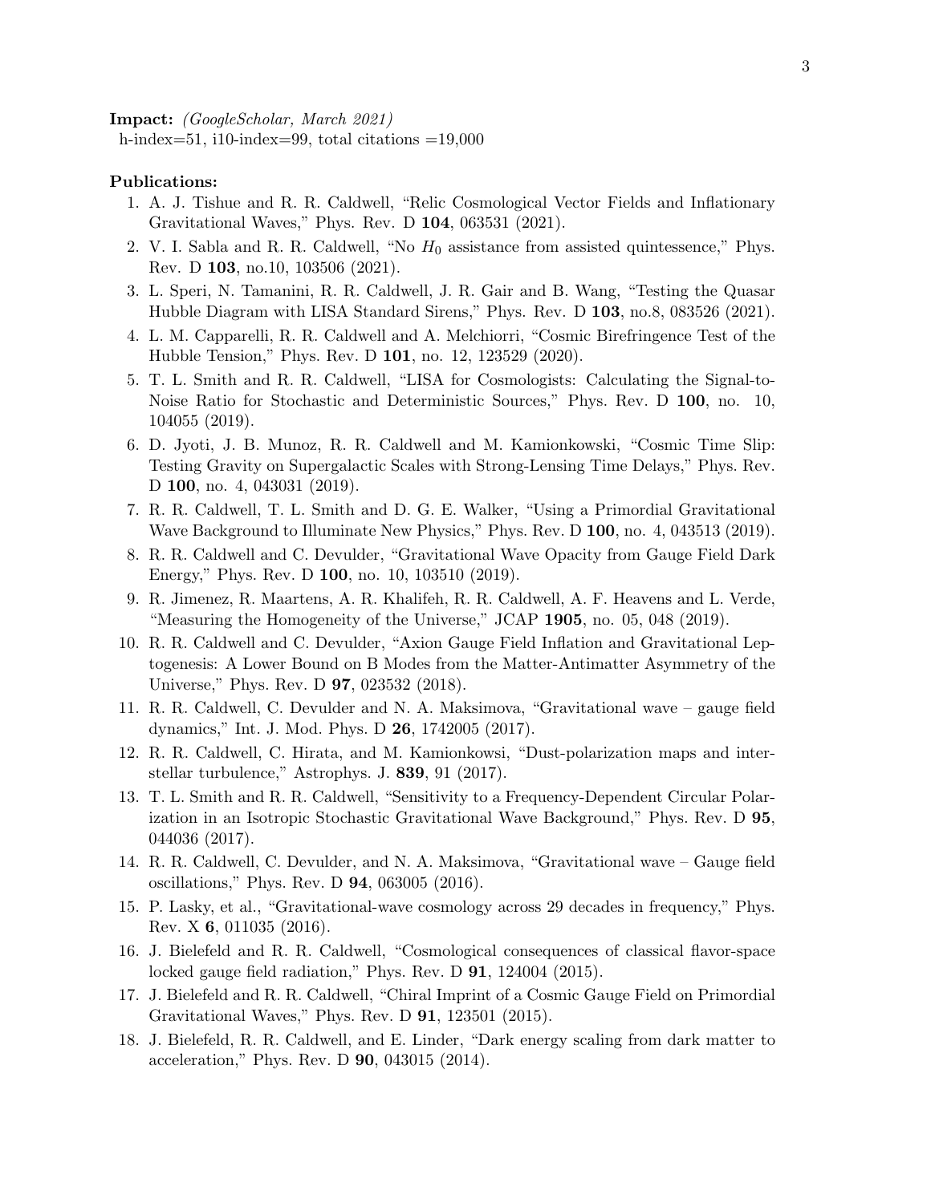**Impact:** *(GoogleScholar, March 2021)*
h-index=51, i10-index=99, total citations =19,000

**Publications:**

1. A. J. Tishue and R. R. Caldwell, "Relic Cosmological Vector Fields and Inflationary Gravitational Waves," Phys. Rev. D **104**, 063531 (2021).
2. V. I. Sabla and R. R. Caldwell, "No $H_0$ assistance from assisted quintessence," Phys. Rev. D **103**, no.10, 103506 (2021).
3. L. Speri, N. Tamanini, R. R. Caldwell, J. R. Gair and B. Wang, "Testing the Quasar Hubble Diagram with LISA Standard Sirens," Phys. Rev. D **103**, no.8, 083526 (2021).
4. L. M. Capparelli, R. R. Caldwell and A. Melchiorri, "Cosmic Birefringence Test of the Hubble Tension," Phys. Rev. D **101**, no. 12, 123529 (2020).
5. T. L. Smith and R. R. Caldwell, "LISA for Cosmologists: Calculating the Signal-to-Noise Ratio for Stochastic and Deterministic Sources," Phys. Rev. D **100**, no. 10, 104055 (2019).
6. D. Jyoti, J. B. Munoz, R. R. Caldwell and M. Kamionkowski, "Cosmic Time Slip: Testing Gravity on Supergalactic Scales with Strong-Lensing Time Delays," Phys. Rev. D **100**, no. 4, 043031 (2019).
7. R. R. Caldwell, T. L. Smith and D. G. E. Walker, "Using a Primordial Gravitational Wave Background to Illuminate New Physics," Phys. Rev. D **100**, no. 4, 043513 (2019).
8. R. R. Caldwell and C. Devulder, "Gravitational Wave Opacity from Gauge Field Dark Energy," Phys. Rev. D **100**, no. 10, 103510 (2019).
9. R. Jimenez, R. Maartens, A. R. Khalifeh, R. R. Caldwell, A. F. Heavens and L. Verde, "Measuring the Homogeneity of the Universe," JCAP **1905**, no. 05, 048 (2019).
10. R. R. Caldwell and C. Devulder, "Axion Gauge Field Inflation and Gravitational Leptogenesis: A Lower Bound on B Modes from the Matter-Antimatter Asymmetry of the Universe," Phys. Rev. D **97**, 023532 (2018).
11. R. R. Caldwell, C. Devulder and N. A. Maksimova, "Gravitational wave – gauge field dynamics," Int. J. Mod. Phys. D **26**, 1742005 (2017).
12. R. R. Caldwell, C. Hirata, and M. Kamionkowsi, "Dust-polarization maps and interstellar turbulence," Astrophys. J. **839**, 91 (2017).
13. T. L. Smith and R. R. Caldwell, "Sensitivity to a Frequency-Dependent Circular Polarization in an Isotropic Stochastic Gravitational Wave Background," Phys. Rev. D **95**, 044036 (2017).
14. R. R. Caldwell, C. Devulder, and N. A. Maksimova, "Gravitational wave – Gauge field oscillations," Phys. Rev. D **94**, 063005 (2016).
15. P. Lasky, et al., "Gravitational-wave cosmology across 29 decades in frequency," Phys. Rev. X **6**, 011035 (2016).
16. J. Bielefeld and R. R. Caldwell, "Cosmological consequences of classical flavor-space locked gauge field radiation," Phys. Rev. D **91**, 124004 (2015).
17. J. Bielefeld and R. R. Caldwell, "Chiral Imprint of a Cosmic Gauge Field on Primordial Gravitational Waves," Phys. Rev. D **91**, 123501 (2015).
18. J. Bielefeld, R. R. Caldwell, and E. Linder, "Dark energy scaling from dark matter to acceleration," Phys. Rev. D **90**, 043015 (2014).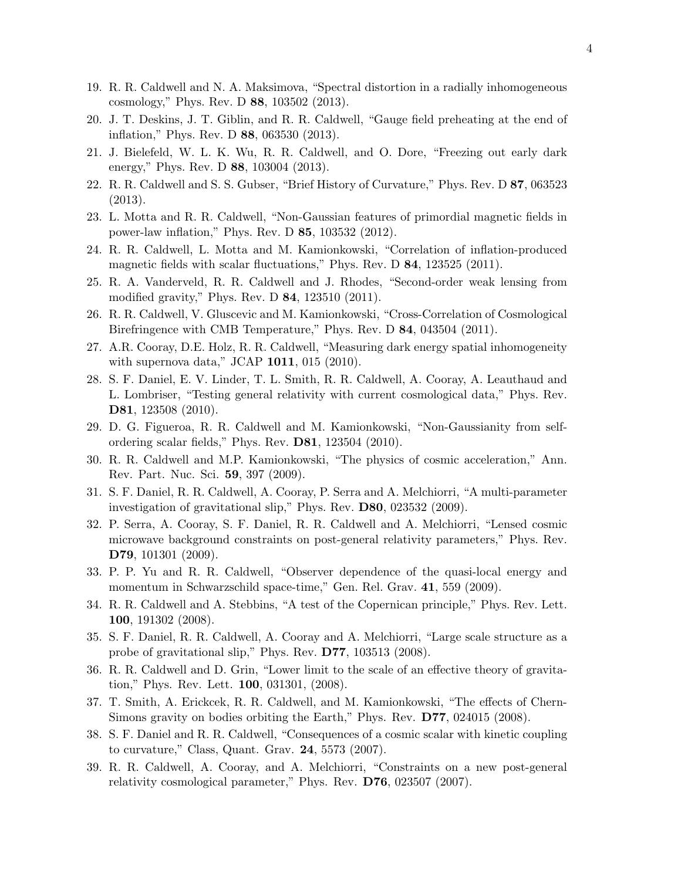19. R. R. Caldwell and N. A. Maksimova, "Spectral distortion in a radially inhomogeneous cosmology," Phys. Rev. D **88**, 103502 (2013).
20. J. T. Deskins, J. T. Giblin, and R. R. Caldwell, "Gauge field preheating at the end of inflation," Phys. Rev. D **88**, 063530 (2013).
21. J. Bielefeld, W. L. K. Wu, R. R. Caldwell, and O. Dore, "Freezing out early dark energy," Phys. Rev. D **88**, 103004 (2013).
22. R. R. Caldwell and S. S. Gubser, "Brief History of Curvature," Phys. Rev. D **87**, 063523 (2013).
23. L. Motta and R. R. Caldwell, "Non-Gaussian features of primordial magnetic fields in power-law inflation," Phys. Rev. D **85**, 103532 (2012).
24. R. R. Caldwell, L. Motta and M. Kamionkowski, "Correlation of inflation-produced magnetic fields with scalar fluctuations," Phys. Rev. D **84**, 123525 (2011).
25. R. A. Vanderveld, R. R. Caldwell and J. Rhodes, "Second-order weak lensing from modified gravity," Phys. Rev. D **84**, 123510 (2011).
26. R. R. Caldwell, V. Gluscevic and M. Kamionkowski, "Cross-Correlation of Cosmological Birefringence with CMB Temperature," Phys. Rev. D **84**, 043504 (2011).
27. A.R. Cooray, D.E. Holz, R. R. Caldwell, "Measuring dark energy spatial inhomogeneity with supernova data," JCAP **1011**, 015 (2010).
28. S. F. Daniel, E. V. Linder, T. L. Smith, R. R. Caldwell, A. Cooray, A. Leauthaud and L. Lombriser, "Testing general relativity with current cosmological data," Phys. Rev. **D81**, 123508 (2010).
29. D. G. Figueroa, R. R. Caldwell and M. Kamionkowski, "Non-Gaussianity from self-ordering scalar fields," Phys. Rev. **D81**, 123504 (2010).
30. R. R. Caldwell and M.P. Kamionkowski, "The physics of cosmic acceleration," Ann. Rev. Part. Nuc. Sci. **59**, 397 (2009).
31. S. F. Daniel, R. R. Caldwell, A. Cooray, P. Serra and A. Melchiorri, "A multi-parameter investigation of gravitational slip," Phys. Rev. **D80**, 023532 (2009).
32. P. Serra, A. Cooray, S. F. Daniel, R. R. Caldwell and A. Melchiorri, "Lensed cosmic microwave background constraints on post-general relativity parameters," Phys. Rev. **D79**, 101301 (2009).
33. P. P. Yu and R. R. Caldwell, "Observer dependence of the quasi-local energy and momentum in Schwarzschild space-time," Gen. Rel. Grav. **41**, 559 (2009).
34. R. R. Caldwell and A. Stebbins, "A test of the Copernican principle," Phys. Rev. Lett. **100**, 191302 (2008).
35. S. F. Daniel, R. R. Caldwell, A. Cooray and A. Melchiorri, "Large scale structure as a probe of gravitational slip," Phys. Rev. **D77**, 103513 (2008).
36. R. R. Caldwell and D. Grin, "Lower limit to the scale of an effective theory of gravitation," Phys. Rev. Lett. **100**, 031301, (2008).
37. T. Smith, A. Erickcek, R. R. Caldwell, and M. Kamionkowski, "The effects of Chern-Simons gravity on bodies orbiting the Earth," Phys. Rev. **D77**, 024015 (2008).
38. S. F. Daniel and R. R. Caldwell, "Consequences of a cosmic scalar with kinetic coupling to curvature," Class, Quant. Grav. **24**, 5573 (2007).
39. R. R. Caldwell, A. Cooray, and A. Melchiorri, "Constraints on a new post-general relativity cosmological parameter," Phys. Rev. **D76**, 023507 (2007).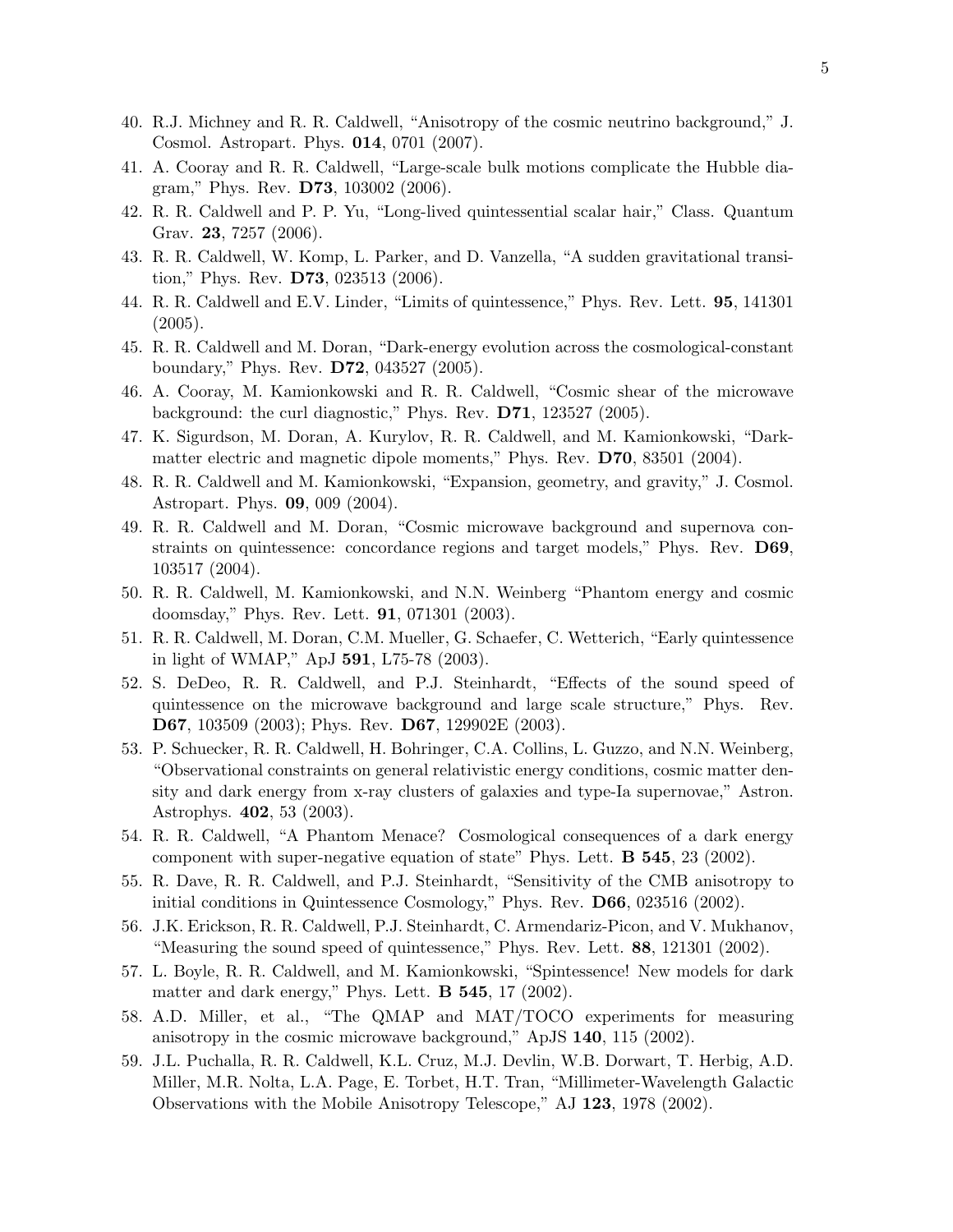40. R.J. Michney and R. R. Caldwell, "Anisotropy of the cosmic neutrino background," J. Cosmol. Astropart. Phys. **014**, 0701 (2007).
41. A. Cooray and R. R. Caldwell, "Large-scale bulk motions complicate the Hubble diagram," Phys. Rev. **D73**, 103002 (2006).
42. R. R. Caldwell and P. P. Yu, "Long-lived quintessential scalar hair," Class. Quantum Grav. **23**, 7257 (2006).
43. R. R. Caldwell, W. Komp, L. Parker, and D. Vanzella, "A sudden gravitational transition," Phys. Rev. **D73**, 023513 (2006).
44. R. R. Caldwell and E.V. Linder, "Limits of quintessence," Phys. Rev. Lett. **95**, 141301 (2005).
45. R. R. Caldwell and M. Doran, "Dark-energy evolution across the cosmological-constant boundary," Phys. Rev. **D72**, 043527 (2005).
46. A. Cooray, M. Kamionkowski and R. R. Caldwell, "Cosmic shear of the microwave background: the curl diagnostic," Phys. Rev. **D71**, 123527 (2005).
47. K. Sigurdson, M. Doran, A. Kurylov, R. R. Caldwell, and M. Kamionkowski, "Dark-matter electric and magnetic dipole moments," Phys. Rev. **D70**, 83501 (2004).
48. R. R. Caldwell and M. Kamionkowski, "Expansion, geometry, and gravity," J. Cosmol. Astropart. Phys. **09**, 009 (2004).
49. R. R. Caldwell and M. Doran, "Cosmic microwave background and supernova constraints on quintessence: concordance regions and target models," Phys. Rev. **D69**, 103517 (2004).
50. R. R. Caldwell, M. Kamionkowski, and N.N. Weinberg "Phantom energy and cosmic doomsday," Phys. Rev. Lett. **91**, 071301 (2003).
51. R. R. Caldwell, M. Doran, C.M. Mueller, G. Schaefer, C. Wetterich, "Early quintessence in light of WMAP," ApJ **591**, L75-78 (2003).
52. S. DeDeo, R. R. Caldwell, and P.J. Steinhardt, "Effects of the sound speed of quintessence on the microwave background and large scale structure," Phys. Rev. **D67**, 103509 (2003); Phys. Rev. **D67**, 129902E (2003).
53. P. Schuecker, R. R. Caldwell, H. Bohringer, C.A. Collins, L. Guzzo, and N.N. Weinberg, "Observational constraints on general relativistic energy conditions, cosmic matter density and dark energy from x-ray clusters of galaxies and type-Ia supernovae," Astron. Astrophys. **402**, 53 (2003).
54. R. R. Caldwell, "A Phantom Menace? Cosmological consequences of a dark energy component with super-negative equation of state" Phys. Lett. **B 545**, 23 (2002).
55. R. Dave, R. R. Caldwell, and P.J. Steinhardt, "Sensitivity of the CMB anisotropy to initial conditions in Quintessence Cosmology," Phys. Rev. **D66**, 023516 (2002).
56. J.K. Erickson, R. R. Caldwell, P.J. Steinhardt, C. Armendariz-Picon, and V. Mukhanov, "Measuring the sound speed of quintessence," Phys. Rev. Lett. **88**, 121301 (2002).
57. L. Boyle, R. R. Caldwell, and M. Kamionkowski, "Spintessence! New models for dark matter and dark energy," Phys. Lett. **B 545**, 17 (2002).
58. A.D. Miller, et al., "The QMAP and MAT/TOCO experiments for measuring anisotropy in the cosmic microwave background," ApJS **140**, 115 (2002).
59. J.L. Puchalla, R. R. Caldwell, K.L. Cruz, M.J. Devlin, W.B. Dorwart, T. Herbig, A.D. Miller, M.R. Nolta, L.A. Page, E. Torbet, H.T. Tran, "Millimeter-Wavelength Galactic Observations with the Mobile Anisotropy Telescope," AJ **123**, 1978 (2002).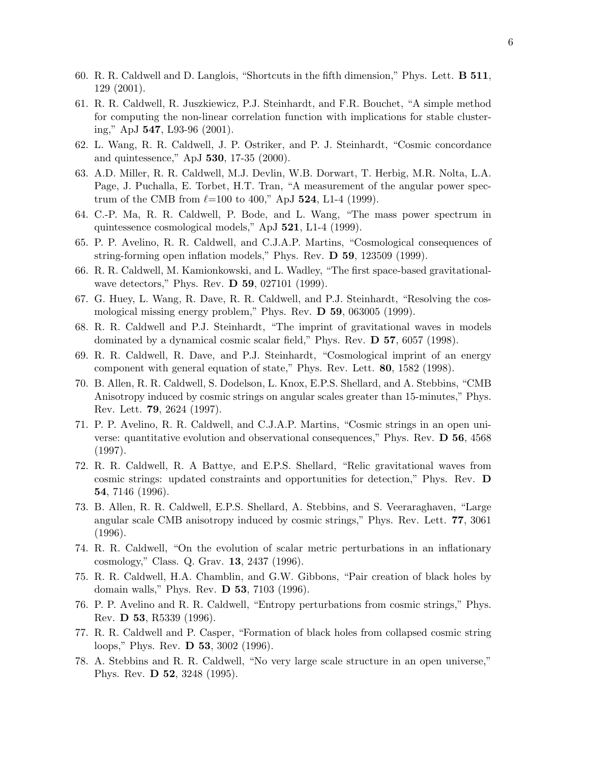60. R. R. Caldwell and D. Langlois, "Shortcuts in the fifth dimension," Phys. Lett. **B 511**, 129 (2001).
61. R. R. Caldwell, R. Juszkiewicz, P.J. Steinhardt, and F.R. Bouchet, "A simple method for computing the non-linear correlation function with implications for stable clustering," ApJ **547**, L93-96 (2001).
62. L. Wang, R. R. Caldwell, J. P. Ostriker, and P. J. Steinhardt, "Cosmic concordance and quintessence," ApJ **530**, 17-35 (2000).
63. A.D. Miller, R. R. Caldwell, M.J. Devlin, W.B. Dorwart, T. Herbig, M.R. Nolta, L.A. Page, J. Puchalla, E. Torbet, H.T. Tran, "A measurement of the angular power spectrum of the CMB from $\ell$=100 to 400," ApJ **524**, L1-4 (1999).
64. C.-P. Ma, R. R. Caldwell, P. Bode, and L. Wang, "The mass power spectrum in quintessence cosmological models," ApJ **521**, L1-4 (1999).
65. P. P. Avelino, R. R. Caldwell, and C.J.A.P. Martins, "Cosmological consequences of string-forming open inflation models," Phys. Rev. **D 59**, 123509 (1999).
66. R. R. Caldwell, M. Kamionkowski, and L. Wadley, "The first space-based gravitational-wave detectors," Phys. Rev. **D 59**, 027101 (1999).
67. G. Huey, L. Wang, R. Dave, R. R. Caldwell, and P.J. Steinhardt, "Resolving the cosmological missing energy problem," Phys. Rev. **D 59**, 063005 (1999).
68. R. R. Caldwell and P.J. Steinhardt, "The imprint of gravitational waves in models dominated by a dynamical cosmic scalar field," Phys. Rev. **D 57**, 6057 (1998).
69. R. R. Caldwell, R. Dave, and P.J. Steinhardt, "Cosmological imprint of an energy component with general equation of state," Phys. Rev. Lett. **80**, 1582 (1998).
70. B. Allen, R. R. Caldwell, S. Dodelson, L. Knox, E.P.S. Shellard, and A. Stebbins, "CMB Anisotropy induced by cosmic strings on angular scales greater than 15-minutes," Phys. Rev. Lett. **79**, 2624 (1997).
71. P. P. Avelino, R. R. Caldwell, and C.J.A.P. Martins, "Cosmic strings in an open universe: quantitative evolution and observational consequences," Phys. Rev. **D 56**, 4568 (1997).
72. R. R. Caldwell, R. A Battye, and E.P.S. Shellard, "Relic gravitational waves from cosmic strings: updated constraints and opportunities for detection," Phys. Rev. **D 54**, 7146 (1996).
73. B. Allen, R. R. Caldwell, E.P.S. Shellard, A. Stebbins, and S. Veeraraghaven, "Large angular scale CMB anisotropy induced by cosmic strings," Phys. Rev. Lett. **77**, 3061 (1996).
74. R. R. Caldwell, "On the evolution of scalar metric perturbations in an inflationary cosmology," Class. Q. Grav. **13**, 2437 (1996).
75. R. R. Caldwell, H.A. Chamblin, and G.W. Gibbons, "Pair creation of black holes by domain walls," Phys. Rev. **D 53**, 7103 (1996).
76. P. P. Avelino and R. R. Caldwell, "Entropy perturbations from cosmic strings," Phys. Rev. **D 53**, R5339 (1996).
77. R. R. Caldwell and P. Casper, "Formation of black holes from collapsed cosmic string loops," Phys. Rev. **D 53**, 3002 (1996).
78. A. Stebbins and R. R. Caldwell, "No very large scale structure in an open universe," Phys. Rev. **D 52**, 3248 (1995).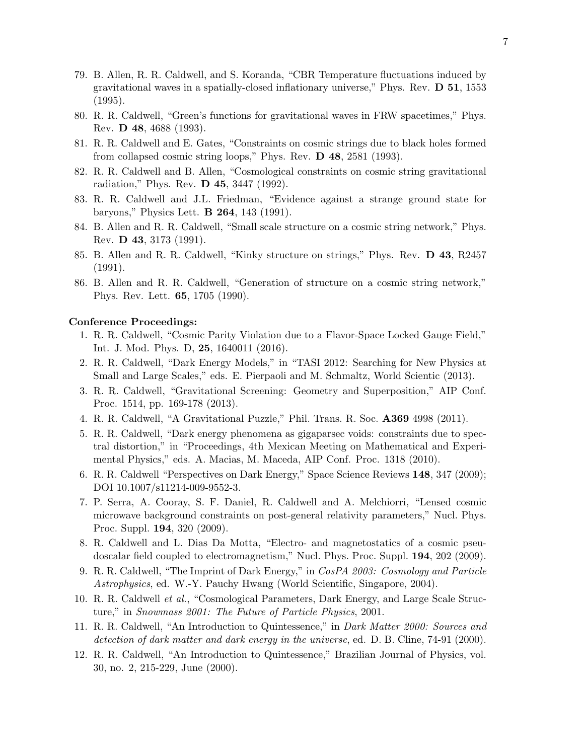79. B. Allen, R. R. Caldwell, and S. Koranda, "CBR Temperature fluctuations induced by gravitational waves in a spatially-closed inflationary universe," Phys. Rev. **D 51**, 1553 (1995).
80. R. R. Caldwell, "Green's functions for gravitational waves in FRW spacetimes," Phys. Rev. **D 48**, 4688 (1993).
81. R. R. Caldwell and E. Gates, "Constraints on cosmic strings due to black holes formed from collapsed cosmic string loops," Phys. Rev. **D 48**, 2581 (1993).
82. R. R. Caldwell and B. Allen, "Cosmological constraints on cosmic string gravitational radiation," Phys. Rev. **D 45**, 3447 (1992).
83. R. R. Caldwell and J.L. Friedman, "Evidence against a strange ground state for baryons," Physics Lett. **B 264**, 143 (1991).
84. B. Allen and R. R. Caldwell, "Small scale structure on a cosmic string network," Phys. Rev. **D 43**, 3173 (1991).
85. B. Allen and R. R. Caldwell, "Kinky structure on strings," Phys. Rev. **D 43**, R2457 (1991).
86. B. Allen and R. R. Caldwell, "Generation of structure on a cosmic string network," Phys. Rev. Lett. **65**, 1705 (1990).

**Conference Proceedings:**

1. R. R. Caldwell, "Cosmic Parity Violation due to a Flavor-Space Locked Gauge Field," Int. J. Mod. Phys. D, **25**, 1640011 (2016).
2. R. R. Caldwell, "Dark Energy Models," in "TASI 2012: Searching for New Physics at Small and Large Scales," eds. E. Pierpaoli and M. Schmaltz, World Scientic (2013).
3. R. R. Caldwell, "Gravitational Screening: Geometry and Superposition," AIP Conf. Proc. 1514, pp. 169-178 (2013).
4. R. R. Caldwell, "A Gravitational Puzzle," Phil. Trans. R. Soc. **A369** 4998 (2011).
5. R. R. Caldwell, "Dark energy phenomena as gigaparsec voids: constraints due to spectral distortion," in "Proceedings, 4th Mexican Meeting on Mathematical and Experimental Physics," eds. A. Macias, M. Maceda, AIP Conf. Proc. 1318 (2010).
6. R. R. Caldwell "Perspectives on Dark Energy," Space Science Reviews **148**, 347 (2009); DOI 10.1007/s11214-009-9552-3.
7. P. Serra, A. Cooray, S. F. Daniel, R. Caldwell and A. Melchiorri, "Lensed cosmic microwave background constraints on post-general relativity parameters," Nucl. Phys. Proc. Suppl. **194**, 320 (2009).
8. R. Caldwell and L. Dias Da Motta, "Electro- and magnetostatics of a cosmic pseudoscalar field coupled to electromagnetism," Nucl. Phys. Proc. Suppl. **194**, 202 (2009).
9. R. R. Caldwell, "The Imprint of Dark Energy," in *CosPA 2003: Cosmology and Particle Astrophysics*, ed. W.-Y. Pauchy Hwang (World Scientific, Singapore, 2004).
10. R. R. Caldwell *et al.*, "Cosmological Parameters, Dark Energy, and Large Scale Structure," in *Snowmass 2001: The Future of Particle Physics*, 2001.
11. R. R. Caldwell, "An Introduction to Quintessence," in *Dark Matter 2000: Sources and detection of dark matter and dark energy in the universe*, ed. D. B. Cline, 74-91 (2000).
12. R. R. Caldwell, "An Introduction to Quintessence," Brazilian Journal of Physics, vol. 30, no. 2, 215-229, June (2000).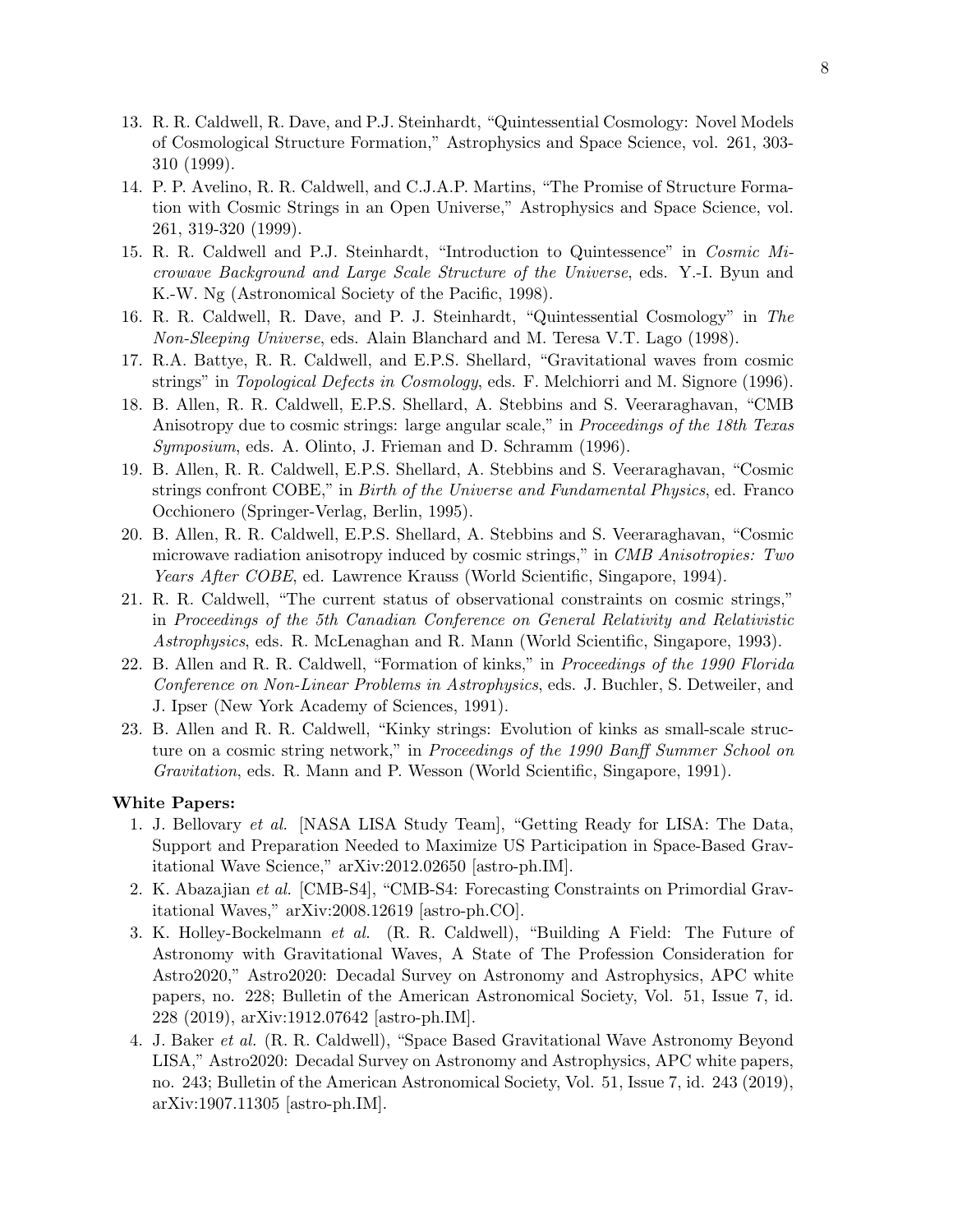13. R. R. Caldwell, R. Dave, and P.J. Steinhardt, "Quintessential Cosmology: Novel Models of Cosmological Structure Formation," Astrophysics and Space Science, vol. 261, 303-310 (1999).
14. P. P. Avelino, R. R. Caldwell, and C.J.A.P. Martins, "The Promise of Structure Formation with Cosmic Strings in an Open Universe," Astrophysics and Space Science, vol. 261, 319-320 (1999).
15. R. R. Caldwell and P.J. Steinhardt, "Introduction to Quintessence" in *Cosmic Microwave Background and Large Scale Structure of the Universe*, eds. Y.-I. Byun and K.-W. Ng (Astronomical Society of the Pacific, 1998).
16. R. R. Caldwell, R. Dave, and P. J. Steinhardt, "Quintessential Cosmology" in *The Non-Sleeping Universe*, eds. Alain Blanchard and M. Teresa V.T. Lago (1998).
17. R.A. Battye, R. R. Caldwell, and E.P.S. Shellard, "Gravitational waves from cosmic strings" in *Topological Defects in Cosmology*, eds. F. Melchiorri and M. Signore (1996).
18. B. Allen, R. R. Caldwell, E.P.S. Shellard, A. Stebbins and S. Veeraraghavan, "CMB Anisotropy due to cosmic strings: large angular scale," in *Proceedings of the 18th Texas Symposium*, eds. A. Olinto, J. Frieman and D. Schramm (1996).
19. B. Allen, R. R. Caldwell, E.P.S. Shellard, A. Stebbins and S. Veeraraghavan, "Cosmic strings confront COBE," in *Birth of the Universe and Fundamental Physics*, ed. Franco Occhionero (Springer-Verlag, Berlin, 1995).
20. B. Allen, R. R. Caldwell, E.P.S. Shellard, A. Stebbins and S. Veeraraghavan, "Cosmic microwave radiation anisotropy induced by cosmic strings," in *CMB Anisotropies: Two Years After COBE*, ed. Lawrence Krauss (World Scientific, Singapore, 1994).
21. R. R. Caldwell, "The current status of observational constraints on cosmic strings," in *Proceedings of the 5th Canadian Conference on General Relativity and Relativistic Astrophysics*, eds. R. McLenaghan and R. Mann (World Scientific, Singapore, 1993).
22. B. Allen and R. R. Caldwell, "Formation of kinks," in *Proceedings of the 1990 Florida Conference on Non-Linear Problems in Astrophysics*, eds. J. Buchler, S. Detweiler, and J. Ipser (New York Academy of Sciences, 1991).
23. B. Allen and R. R. Caldwell, "Kinky strings: Evolution of kinks as small-scale structure on a cosmic string network," in *Proceedings of the 1990 Banff Summer School on Gravitation*, eds. R. Mann and P. Wesson (World Scientific, Singapore, 1991).

**White Papers:**

1. J. Bellovary *et al.* [NASA LISA Study Team], "Getting Ready for LISA: The Data, Support and Preparation Needed to Maximize US Participation in Space-Based Gravitational Wave Science," arXiv:2012.02650 [astro-ph.IM].
2. K. Abazajian *et al.* [CMB-S4], "CMB-S4: Forecasting Constraints on Primordial Gravitational Waves," arXiv:2008.12619 [astro-ph.CO].
3. K. Holley-Bockelmann *et al.* (R. R. Caldwell), "Building A Field: The Future of Astronomy with Gravitational Waves, A State of The Profession Consideration for Astro2020," Astro2020: Decadal Survey on Astronomy and Astrophysics, APC white papers, no. 228; Bulletin of the American Astronomical Society, Vol. 51, Issue 7, id. 228 (2019), arXiv:1912.07642 [astro-ph.IM].
4. J. Baker *et al.* (R. R. Caldwell), "Space Based Gravitational Wave Astronomy Beyond LISA," Astro2020: Decadal Survey on Astronomy and Astrophysics, APC white papers, no. 243; Bulletin of the American Astronomical Society, Vol. 51, Issue 7, id. 243 (2019), arXiv:1907.11305 [astro-ph.IM].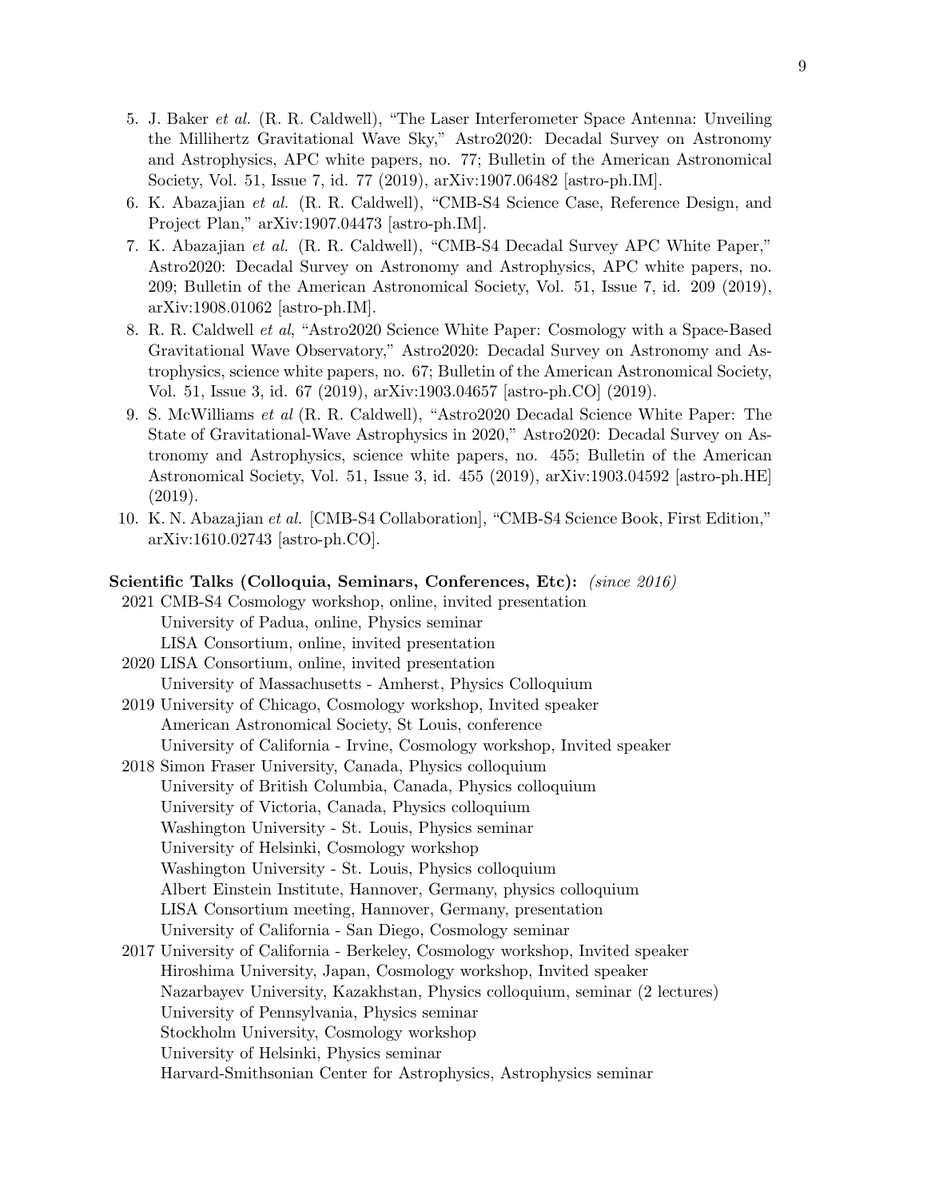5. J. Baker *et al.* (R. R. Caldwell), "The Laser Interferometer Space Antenna: Unveiling the Millihertz Gravitational Wave Sky," Astro2020: Decadal Survey on Astronomy and Astrophysics, APC white papers, no. 77; Bulletin of the American Astronomical Society, Vol. 51, Issue 7, id. 77 (2019), arXiv:1907.06482 [astro-ph.IM].
6. K. Abazajian *et al.* (R. R. Caldwell), "CMB-S4 Science Case, Reference Design, and Project Plan," arXiv:1907.04473 [astro-ph.IM].
7. K. Abazajian *et al.* (R. R. Caldwell), "CMB-S4 Decadal Survey APC White Paper," Astro2020: Decadal Survey on Astronomy and Astrophysics, APC white papers, no. 209; Bulletin of the American Astronomical Society, Vol. 51, Issue 7, id. 209 (2019), arXiv:1908.01062 [astro-ph.IM].
8. R. R. Caldwell *et al*, "Astro2020 Science White Paper: Cosmology with a Space-Based Gravitational Wave Observatory," Astro2020: Decadal Survey on Astronomy and Astrophysics, science white papers, no. 67; Bulletin of the American Astronomical Society, Vol. 51, Issue 3, id. 67 (2019), arXiv:1903.04657 [astro-ph.CO] (2019).
9. S. McWilliams *et al* (R. R. Caldwell), "Astro2020 Decadal Science White Paper: The State of Gravitational-Wave Astrophysics in 2020," Astro2020: Decadal Survey on Astronomy and Astrophysics, science white papers, no. 455; Bulletin of the American Astronomical Society, Vol. 51, Issue 3, id. 455 (2019), arXiv:1903.04592 [astro-ph.HE] (2019).
10. K. N. Abazajian *et al.* [CMB-S4 Collaboration], "CMB-S4 Science Book, First Edition," arXiv:1610.02743 [astro-ph.CO].

**Scientific Talks (Colloquia, Seminars, Conferences, Etc):** *(since 2016)*

2021 CMB-S4 Cosmology workshop, online, invited presentation
University of Padua, online, Physics seminar
LISA Consortium, online, invited presentation

2020 LISA Consortium, online, invited presentation
University of Massachusetts - Amherst, Physics Colloquium

2019 University of Chicago, Cosmology workshop, Invited speaker
American Astronomical Society, St Louis, conference
University of California - Irvine, Cosmology workshop, Invited speaker

2018 Simon Fraser University, Canada, Physics colloquium
University of British Columbia, Canada, Physics colloquium
University of Victoria, Canada, Physics colloquium
Washington University - St. Louis, Physics seminar
University of Helsinki, Cosmology workshop
Washington University - St. Louis, Physics colloquium
Albert Einstein Institute, Hannover, Germany, physics colloquium
LISA Consortium meeting, Hannover, Germany, presentation
University of California - San Diego, Cosmology seminar

2017 University of California - Berkeley, Cosmology workshop, Invited speaker
Hiroshima University, Japan, Cosmology workshop, Invited speaker
Nazarbayev University, Kazakhstan, Physics colloquium, seminar (2 lectures)
University of Pennsylvania, Physics seminar
Stockholm University, Cosmology workshop
University of Helsinki, Physics seminar
Harvard-Smithsonian Center for Astrophysics, Astrophysics seminar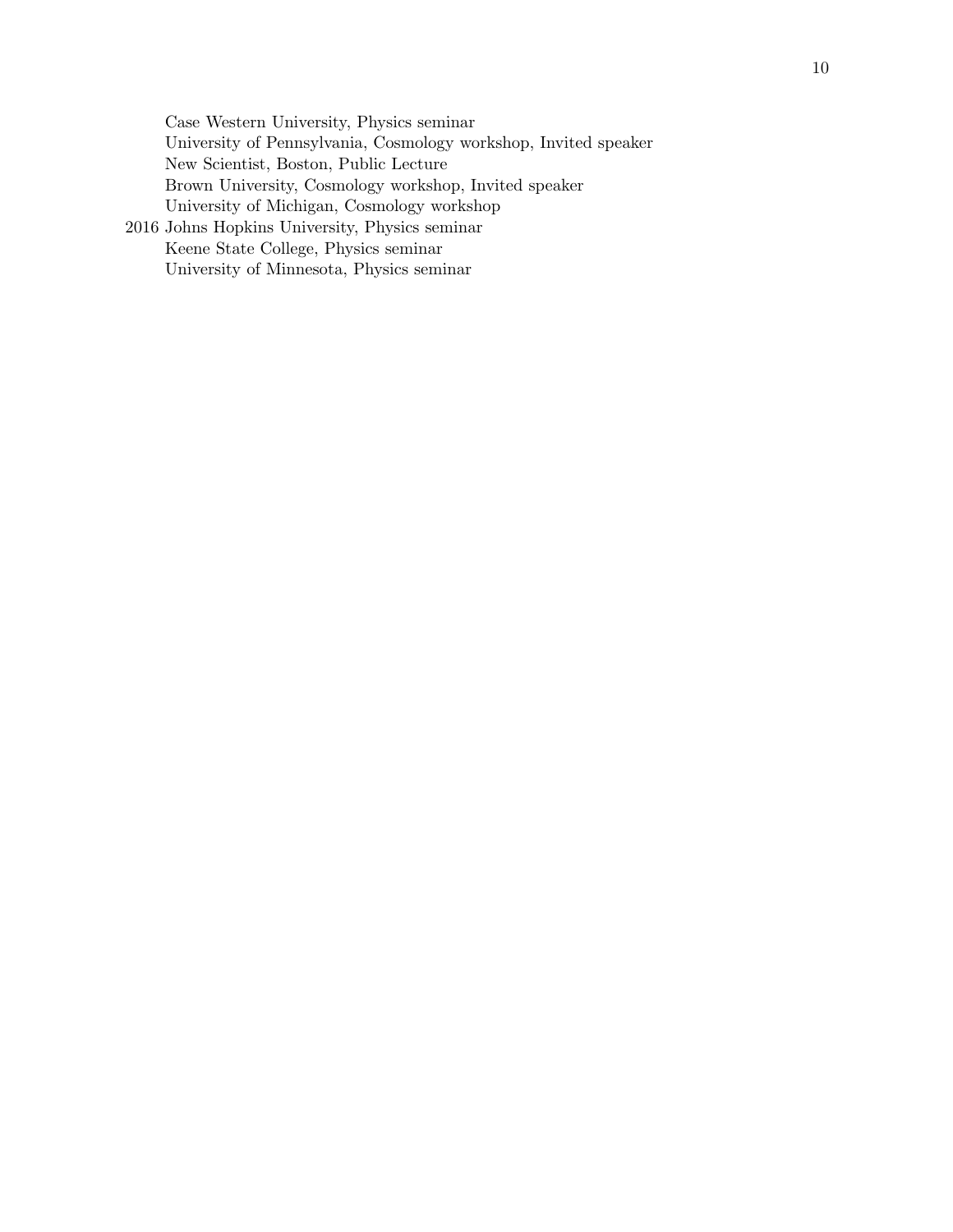Case Western University, Physics seminar
University of Pennsylvania, Cosmology workshop, Invited speaker
New Scientist, Boston, Public Lecture
Brown University, Cosmology workshop, Invited speaker
University of Michigan, Cosmology workshop

2016 Johns Hopkins University, Physics seminar
Keene State College, Physics seminar
University of Minnesota, Physics seminar